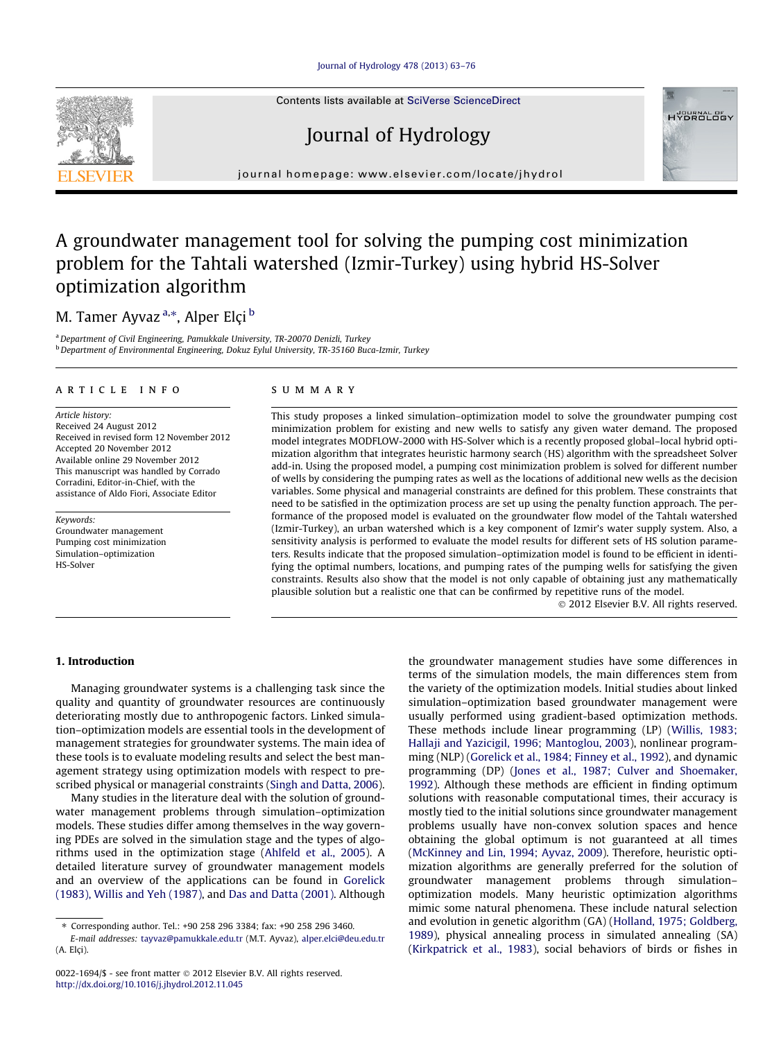# A groundwater management tool for solving the pumping cost minimization problem for the Tahtali watershed (Izmir-Turkey) using hybrid HS-Solver optimization algorithm

M. Tamer Ayvaz [a,*], Alper Elçi [b]

[a] Department of Civil Engineering, Pamukkale University, TR-20070 Denizli, Turkey
[b] Department of Environmental Engineering, Dokuz Eylul University, TR-35160 Buca-Izmir, Turkey

## ARTICLE INFO

*Article history:*
Received 24 August 2012
Received in revised form 12 November 2012
Accepted 20 November 2012
Available online 29 November 2012
This manuscript was handled by Corrado Corradini, Editor-in-Chief, with the assistance of Aldo Fiori, Associate Editor

*Keywords:*
Groundwater management
Pumping cost minimization
Simulation–optimization
HS-Solver

## SUMMARY

This study proposes a linked simulation–optimization model to solve the groundwater pumping cost minimization problem for existing and new wells to satisfy any given water demand. The proposed model integrates MODFLOW-2000 with HS-Solver which is a recently proposed global–local hybrid optimization algorithm that integrates heuristic harmony search (HS) algorithm with the spreadsheet Solver add-in. Using the proposed model, a pumping cost minimization problem is solved for different number of wells by considering the pumping rates as well as the locations of additional new wells as the decision variables. Some physical and managerial constraints are defined for this problem. These constraints that need to be satisfied in the optimization process are set up using the penalty function approach. The performance of the proposed model is evaluated on the groundwater flow model of the Tahtalı watershed (Izmir-Turkey), an urban watershed which is a key component of Izmir's water supply system. Also, a sensitivity analysis is performed to evaluate the model results for different sets of HS solution parameters. Results indicate that the proposed simulation–optimization model is found to be efficient in identifying the optimal numbers, locations, and pumping rates of the pumping wells for satisfying the given constraints. Results also show that the model is not only capable of obtaining just any mathematically plausible solution but a realistic one that can be confirmed by repetitive runs of the model.

© 2012 Elsevier B.V. All rights reserved.

## 1. Introduction

Managing groundwater systems is a challenging task since the quality and quantity of groundwater resources are continuously deteriorating mostly due to anthropogenic factors. Linked simulation–optimization models are essential tools in the development of management strategies for groundwater systems. The main idea of these tools is to evaluate modeling results and select the best management strategy using optimization models with respect to prescribed physical or managerial constraints (Singh and Datta, 2006).

Many studies in the literature deal with the solution of groundwater management problems through simulation–optimization models. These studies differ among themselves in the way governing PDEs are solved in the simulation stage and the types of algorithms used in the optimization stage (Ahlfeld et al., 2005). A detailed literature survey of groundwater management models and an overview of the applications can be found in Gorelick (1983), Willis and Yeh (1987), and Das and Datta (2001). Although the groundwater management studies have some differences in terms of the simulation models, the main differences stem from the variety of the optimization models. Initial studies about linked simulation–optimization based groundwater management were usually performed using gradient-based optimization methods. These methods include linear programming (LP) (Willis, 1983; Hallaji and Yazicigil, 1996; Mantoglou, 2003), nonlinear programming (NLP) (Gorelick et al., 1984; Finney et al., 1992), and dynamic programming (DP) (Jones et al., 1987; Culver and Shoemaker, 1992). Although these methods are efficient in finding optimum solutions with reasonable computational times, their accuracy is mostly tied to the initial solutions since groundwater management problems usually have non-convex solution spaces and hence obtaining the global optimum is not guaranteed at all times (McKinney and Lin, 1994; Ayvaz, 2009). Therefore, heuristic optimization algorithms are generally preferred for the solution of groundwater management problems through simulation–optimization models. Many heuristic optimization algorithms mimic some natural phenomena. These include natural selection and evolution in genetic algorithm (GA) (Holland, 1975; Goldberg, 1989), physical annealing process in simulated annealing (SA) (Kirkpatrick et al., 1983), social behaviors of birds or fishes in

\* Corresponding author. Tel.: +90 258 296 3384; fax: +90 258 296 3460.
*E-mail addresses:* tayvaz@pamukkale.edu.tr (M.T. Ayvaz), alper.elci@deu.edu.tr (A. Elçi).

0022-1694/$ - see front matter © 2012 Elsevier B.V. All rights reserved.
http://dx.doi.org/10.1016/j.jhydrol.2012.11.045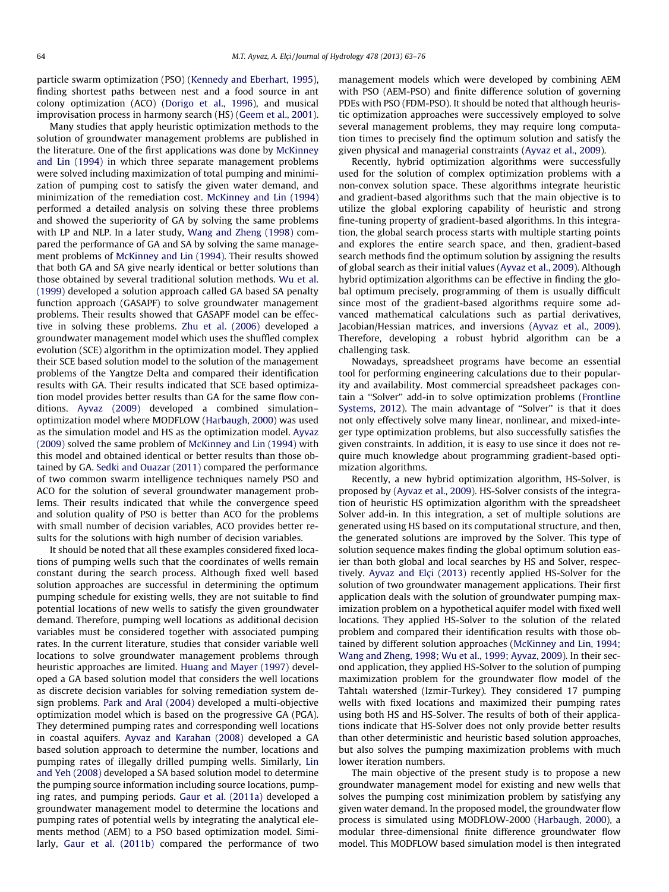particle swarm optimization (PSO) (Kennedy and Eberhart, 1995), finding shortest paths between nest and a food source in ant colony optimization (ACO) (Dorigo et al., 1996), and musical improvisation process in harmony search (HS) (Geem et al., 2001).

Many studies that apply heuristic optimization methods to the solution of groundwater management problems are published in the literature. One of the first applications was done by McKinney and Lin (1994) in which three separate management problems were solved including maximization of total pumping and minimization of pumping cost to satisfy the given water demand, and minimization of the remediation cost. McKinney and Lin (1994) performed a detailed analysis on solving these three problems and showed the superiority of GA by solving the same problems with LP and NLP. In a later study, Wang and Zheng (1998) compared the performance of GA and SA by solving the same management problems of McKinney and Lin (1994). Their results showed that both GA and SA give nearly identical or better solutions than those obtained by several traditional solution methods. Wu et al. (1999) developed a solution approach called GA based SA penalty function approach (GASAPF) to solve groundwater management problems. Their results showed that GASAPF model can be effective in solving these problems. Zhu et al. (2006) developed a groundwater management model which uses the shuffled complex evolution (SCE) algorithm in the optimization model. They applied their SCE based solution model to the solution of the management problems of the Yangtze Delta and compared their identification results with GA. Their results indicated that SCE based solution model provides better results than GA for the same flow conditions. Ayvaz (2009) developed a combined simulation–optimization model where MODFLOW (Harbaugh, 2000) was used as the simulation model and HS as the optimization model. Ayvaz (2009) solved the same problem of McKinney and Lin (1994) with this model and obtained identical or better results than those obtained by GA. Sedki and Ouazar (2011) compared the performance of two common swarm intelligence techniques namely PSO and ACO for the solution of several groundwater management problems. Their results indicated that while the convergence speed and solution quality of PSO is better than ACO for the problems with small number of decision variables, ACO provides better results for the solutions with high number of decision variables.

It should be noted that all these examples considered fixed locations of pumping wells such that the coordinates of wells remain constant during the search process. Although fixed well based solution approaches are successful in determining the optimum pumping schedule for existing wells, they are not suitable to find potential locations of new wells to satisfy the given groundwater demand. Therefore, pumping well locations as additional decision variables must be considered together with associated pumping rates. In the current literature, studies that consider variable well locations to solve groundwater management problems through heuristic approaches are limited. Huang and Mayer (1997) developed a GA based solution model that considers the well locations as discrete decision variables for solving remediation system design problems. Park and Aral (2004) developed a multi-objective optimization model which is based on the progressive GA (PGA). They determined pumping rates and corresponding well locations in coastal aquifers. Ayvaz and Karahan (2008) developed a GA based solution approach to determine the number, locations and pumping rates of illegally drilled pumping wells. Similarly, Lin and Yeh (2008) developed a SA based solution model to determine the pumping source information including source locations, pumping rates, and pumping periods. Gaur et al. (2011a) developed a groundwater management model to determine the locations and pumping rates of potential wells by integrating the analytical elements method (AEM) to a PSO based optimization model. Similarly, Gaur et al. (2011b) compared the performance of two management models which were developed by combining AEM with PSO (AEM-PSO) and finite difference solution of governing PDEs with PSO (FDM-PSO). It should be noted that although heuristic optimization approaches were successively employed to solve several management problems, they may require long computation times to precisely find the optimum solution and satisfy the given physical and managerial constraints (Ayvaz et al., 2009).

Recently, hybrid optimization algorithms were successfully used for the solution of complex optimization problems with a non-convex solution space. These algorithms integrate heuristic and gradient-based algorithms such that the main objective is to utilize the global exploring capability of heuristic and strong fine-tuning property of gradient-based algorithms. In this integration, the global search process starts with multiple starting points and explores the entire search space, and then, gradient-based search methods find the optimum solution by assigning the results of global search as their initial values (Ayvaz et al., 2009). Although hybrid optimization algorithms can be effective in finding the global optimum precisely, programming of them is usually difficult since most of the gradient-based algorithms require some advanced mathematical calculations such as partial derivatives, Jacobian/Hessian matrices, and inversions (Ayvaz et al., 2009). Therefore, developing a robust hybrid algorithm can be a challenging task.

Nowadays, spreadsheet programs have become an essential tool for performing engineering calculations due to their popularity and availability. Most commercial spreadsheet packages contain a ''Solver'' add-in to solve optimization problems (Frontline Systems, 2012). The main advantage of ''Solver'' is that it does not only effectively solve many linear, nonlinear, and mixed-integer type optimization problems, but also successfully satisfies the given constraints. In addition, it is easy to use since it does not require much knowledge about programming gradient-based optimization algorithms.

Recently, a new hybrid optimization algorithm, HS-Solver, is proposed by (Ayvaz et al., 2009). HS-Solver consists of the integration of heuristic HS optimization algorithm with the spreadsheet Solver add-in. In this integration, a set of multiple solutions are generated using HS based on its computational structure, and then, the generated solutions are improved by the Solver. This type of solution sequence makes finding the global optimum solution easier than both global and local searches by HS and Solver, respectively. Ayvaz and Elçi (2013) recently applied HS-Solver for the solution of two groundwater management applications. Their first application deals with the solution of groundwater pumping maximization problem on a hypothetical aquifer model with fixed well locations. They applied HS-Solver to the solution of the related problem and compared their identification results with those obtained by different solution approaches (McKinney and Lin, 1994; Wang and Zheng, 1998; Wu et al., 1999; Ayvaz, 2009). In their second application, they applied HS-Solver to the solution of pumping maximization problem for the groundwater flow model of the Tahtalı watershed (Izmir-Turkey). They considered 17 pumping wells with fixed locations and maximized their pumping rates using both HS and HS-Solver. The results of both of their applications indicate that HS-Solver does not only provide better results than other deterministic and heuristic based solution approaches, but also solves the pumping maximization problems with much lower iteration numbers.

The main objective of the present study is to propose a new groundwater management model for existing and new wells that solves the pumping cost minimization problem by satisfying any given water demand. In the proposed model, the groundwater flow process is simulated using MODFLOW-2000 (Harbaugh, 2000), a modular three-dimensional finite difference groundwater flow model. This MODFLOW based simulation model is then integrated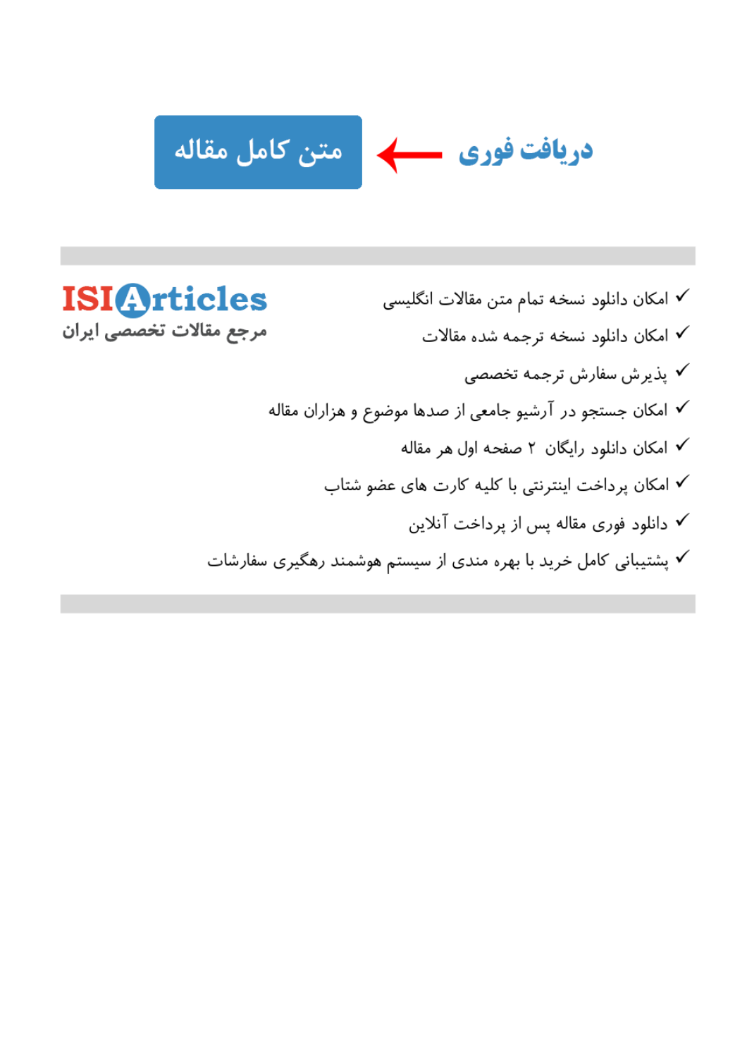دریافت فوری ← **متن کامل مقاله**

**ISIArticles**
مرجع مقالات تخصصی ایران

- ✓ امکان دانلود نسخه تمام متن مقالات انگلیسی
- ✓ امکان دانلود نسخه ترجمه شده مقالات
- ✓ پذیرش سفارش ترجمه تخصصی
- ✓ امکان جستجو در آرشیو جامعی از صدها موضوع و هزاران مقاله
- ✓ امکان دانلود رایگان ۲ صفحه اول هر مقاله
- ✓ امکان پرداخت اینترنتی با کلیه کارت های عضو شتاب
- ✓ دانلود فوری مقاله پس از پرداخت آنلاین
- ✓ پشتیبانی کامل خرید با بهره مندی از سیستم هوشمند رهگیری سفارشات